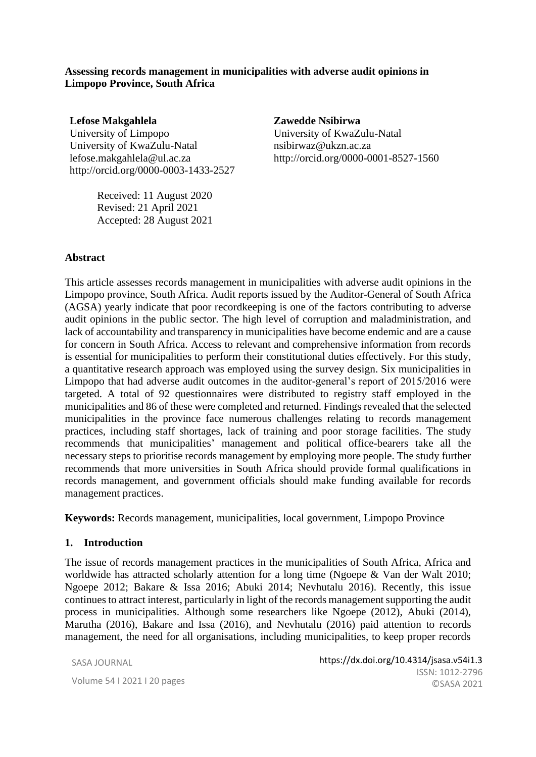# Assessing records management in municipalities with adverse audit opinions in Limpopo Province, South Africa

**Lefose Makgahlela**
University of Limpopo
University of KwaZulu-Natal
lefose.makgahlela@ul.ac.za
http://orcid.org/0000-0003-1433-2527

**Zawedde Nsibirwa**
University of KwaZulu-Natal
nsibirwaz@ukzn.ac.za
http://orcid.org/0000-0001-8527-1560

Received: 11 August 2020
Revised: 21 April 2021
Accepted: 28 August 2021

## Abstract

This article assesses records management in municipalities with adverse audit opinions in the Limpopo province, South Africa. Audit reports issued by the Auditor-General of South Africa (AGSA) yearly indicate that poor recordkeeping is one of the factors contributing to adverse audit opinions in the public sector. The high level of corruption and maladministration, and lack of accountability and transparency in municipalities have become endemic and are a cause for concern in South Africa. Access to relevant and comprehensive information from records is essential for municipalities to perform their constitutional duties effectively. For this study, a quantitative research approach was employed using the survey design. Six municipalities in Limpopo that had adverse audit outcomes in the auditor-general's report of 2015/2016 were targeted. A total of 92 questionnaires were distributed to registry staff employed in the municipalities and 86 of these were completed and returned. Findings revealed that the selected municipalities in the province face numerous challenges relating to records management practices, including staff shortages, lack of training and poor storage facilities. The study recommends that municipalities' management and political office-bearers take all the necessary steps to prioritise records management by employing more people. The study further recommends that more universities in South Africa should provide formal qualifications in records management, and government officials should make funding available for records management practices.

**Keywords:** Records management, municipalities, local government, Limpopo Province

## 1. Introduction

The issue of records management practices in the municipalities of South Africa, Africa and worldwide has attracted scholarly attention for a long time (Ngoepe & Van der Walt 2010; Ngoepe 2012; Bakare & Issa 2016; Abuki 2014; Nevhutalu 2016). Recently, this issue continues to attract interest, particularly in light of the records management supporting the audit process in municipalities. Although some researchers like Ngoepe (2012), Abuki (2014), Marutha (2016), Bakare and Issa (2016), and Nevhutalu (2016) paid attention to records management, the need for all organisations, including municipalities, to keep proper records

https://dx.doi.org/10.4314/jsasa.v54i1.3
ISSN: 1012-2796
©SASA 2021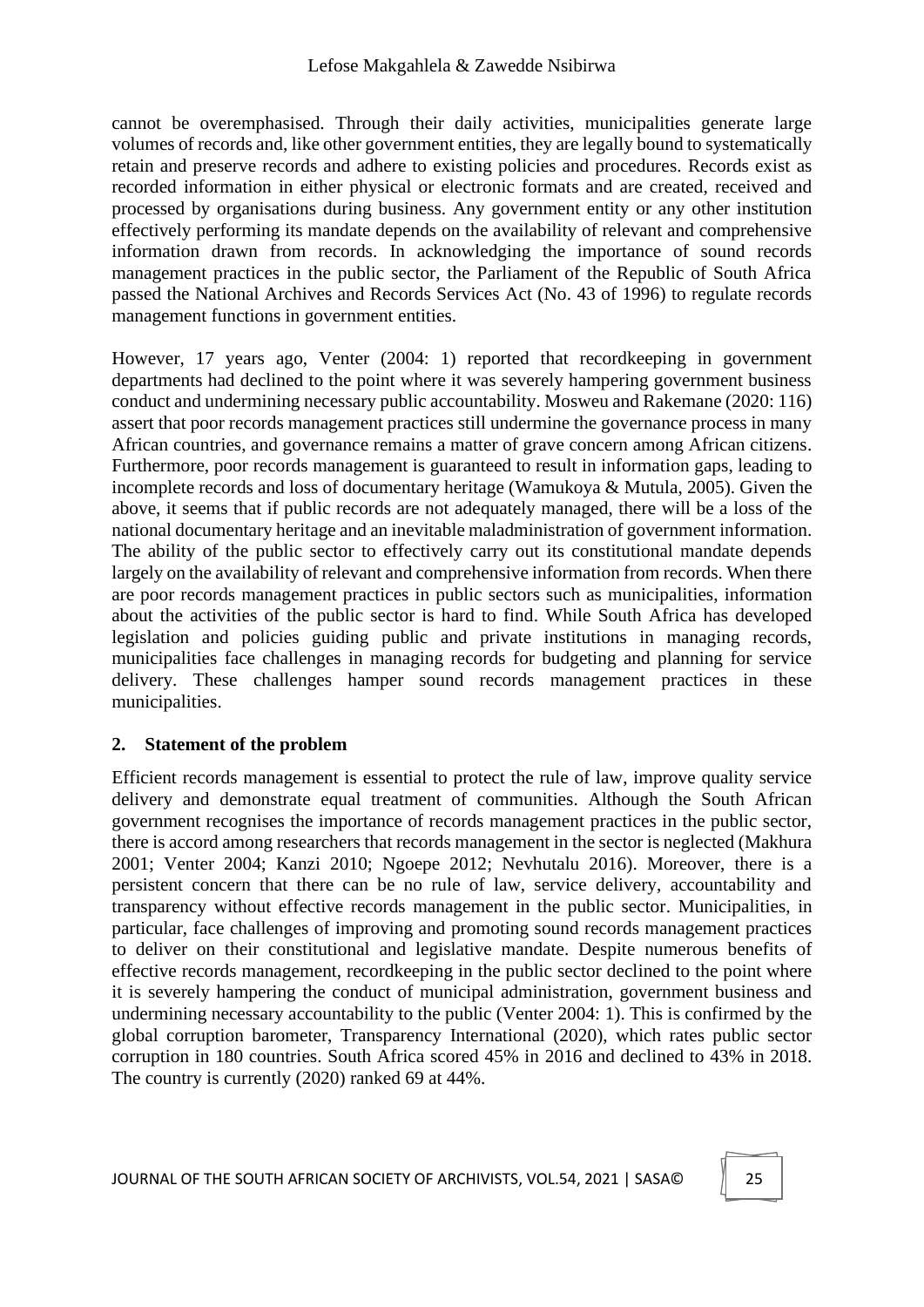cannot be overemphasised. Through their daily activities, municipalities generate large volumes of records and, like other government entities, they are legally bound to systematically retain and preserve records and adhere to existing policies and procedures. Records exist as recorded information in either physical or electronic formats and are created, received and processed by organisations during business. Any government entity or any other institution effectively performing its mandate depends on the availability of relevant and comprehensive information drawn from records. In acknowledging the importance of sound records management practices in the public sector, the Parliament of the Republic of South Africa passed the National Archives and Records Services Act (No. 43 of 1996) to regulate records management functions in government entities.

However, 17 years ago, Venter (2004: 1) reported that recordkeeping in government departments had declined to the point where it was severely hampering government business conduct and undermining necessary public accountability. Mosweu and Rakemane (2020: 116) assert that poor records management practices still undermine the governance process in many African countries, and governance remains a matter of grave concern among African citizens. Furthermore, poor records management is guaranteed to result in information gaps, leading to incomplete records and loss of documentary heritage (Wamukoya & Mutula, 2005). Given the above, it seems that if public records are not adequately managed, there will be a loss of the national documentary heritage and an inevitable maladministration of government information. The ability of the public sector to effectively carry out its constitutional mandate depends largely on the availability of relevant and comprehensive information from records. When there are poor records management practices in public sectors such as municipalities, information about the activities of the public sector is hard to find. While South Africa has developed legislation and policies guiding public and private institutions in managing records, municipalities face challenges in managing records for budgeting and planning for service delivery. These challenges hamper sound records management practices in these municipalities.

## 2. Statement of the problem

Efficient records management is essential to protect the rule of law, improve quality service delivery and demonstrate equal treatment of communities. Although the South African government recognises the importance of records management practices in the public sector, there is accord among researchers that records management in the sector is neglected (Makhura 2001; Venter 2004; Kanzi 2010; Ngoepe 2012; Nevhutalu 2016). Moreover, there is a persistent concern that there can be no rule of law, service delivery, accountability and transparency without effective records management in the public sector. Municipalities, in particular, face challenges of improving and promoting sound records management practices to deliver on their constitutional and legislative mandate. Despite numerous benefits of effective records management, recordkeeping in the public sector declined to the point where it is severely hampering the conduct of municipal administration, government business and undermining necessary accountability to the public (Venter 2004: 1). This is confirmed by the global corruption barometer, Transparency International (2020), which rates public sector corruption in 180 countries. South Africa scored 45% in 2016 and declined to 43% in 2018. The country is currently (2020) ranked 69 at 44%.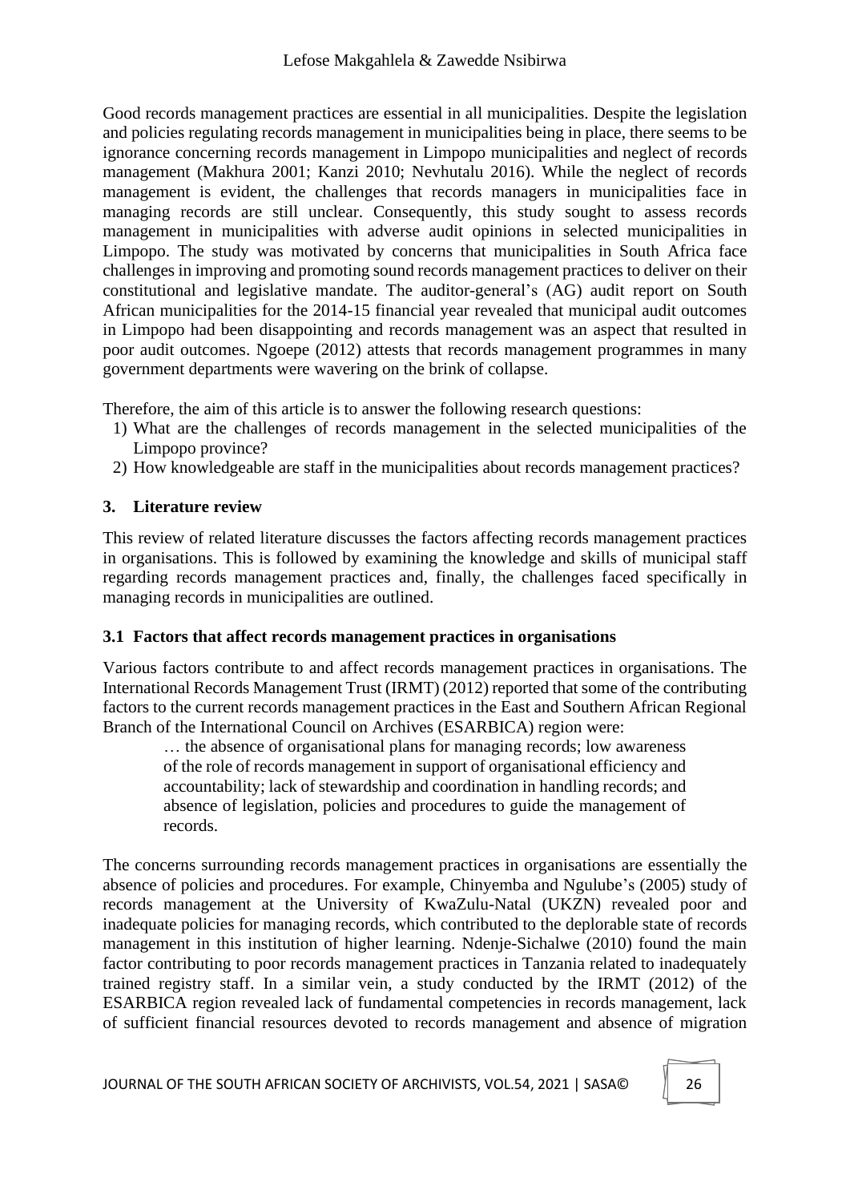Good records management practices are essential in all municipalities. Despite the legislation and policies regulating records management in municipalities being in place, there seems to be ignorance concerning records management in Limpopo municipalities and neglect of records management (Makhura 2001; Kanzi 2010; Nevhutalu 2016). While the neglect of records management is evident, the challenges that records managers in municipalities face in managing records are still unclear. Consequently, this study sought to assess records management in municipalities with adverse audit opinions in selected municipalities in Limpopo. The study was motivated by concerns that municipalities in South Africa face challenges in improving and promoting sound records management practices to deliver on their constitutional and legislative mandate. The auditor-general's (AG) audit report on South African municipalities for the 2014-15 financial year revealed that municipal audit outcomes in Limpopo had been disappointing and records management was an aspect that resulted in poor audit outcomes. Ngoepe (2012) attests that records management programmes in many government departments were wavering on the brink of collapse.

Therefore, the aim of this article is to answer the following research questions:

1) What are the challenges of records management in the selected municipalities of the Limpopo province?
2) How knowledgeable are staff in the municipalities about records management practices?

## 3. Literature review

This review of related literature discusses the factors affecting records management practices in organisations. This is followed by examining the knowledge and skills of municipal staff regarding records management practices and, finally, the challenges faced specifically in managing records in municipalities are outlined.

### 3.1 Factors that affect records management practices in organisations

Various factors contribute to and affect records management practices in organisations. The International Records Management Trust (IRMT) (2012) reported that some of the contributing factors to the current records management practices in the East and Southern African Regional Branch of the International Council on Archives (ESARBICA) region were:

> … the absence of organisational plans for managing records; low awareness of the role of records management in support of organisational efficiency and accountability; lack of stewardship and coordination in handling records; and absence of legislation, policies and procedures to guide the management of records.

The concerns surrounding records management practices in organisations are essentially the absence of policies and procedures. For example, Chinyemba and Ngulube's (2005) study of records management at the University of KwaZulu-Natal (UKZN) revealed poor and inadequate policies for managing records, which contributed to the deplorable state of records management in this institution of higher learning. Ndenje-Sichalwe (2010) found the main factor contributing to poor records management practices in Tanzania related to inadequately trained registry staff. In a similar vein, a study conducted by the IRMT (2012) of the ESARBICA region revealed lack of fundamental competencies in records management, lack of sufficient financial resources devoted to records management and absence of migration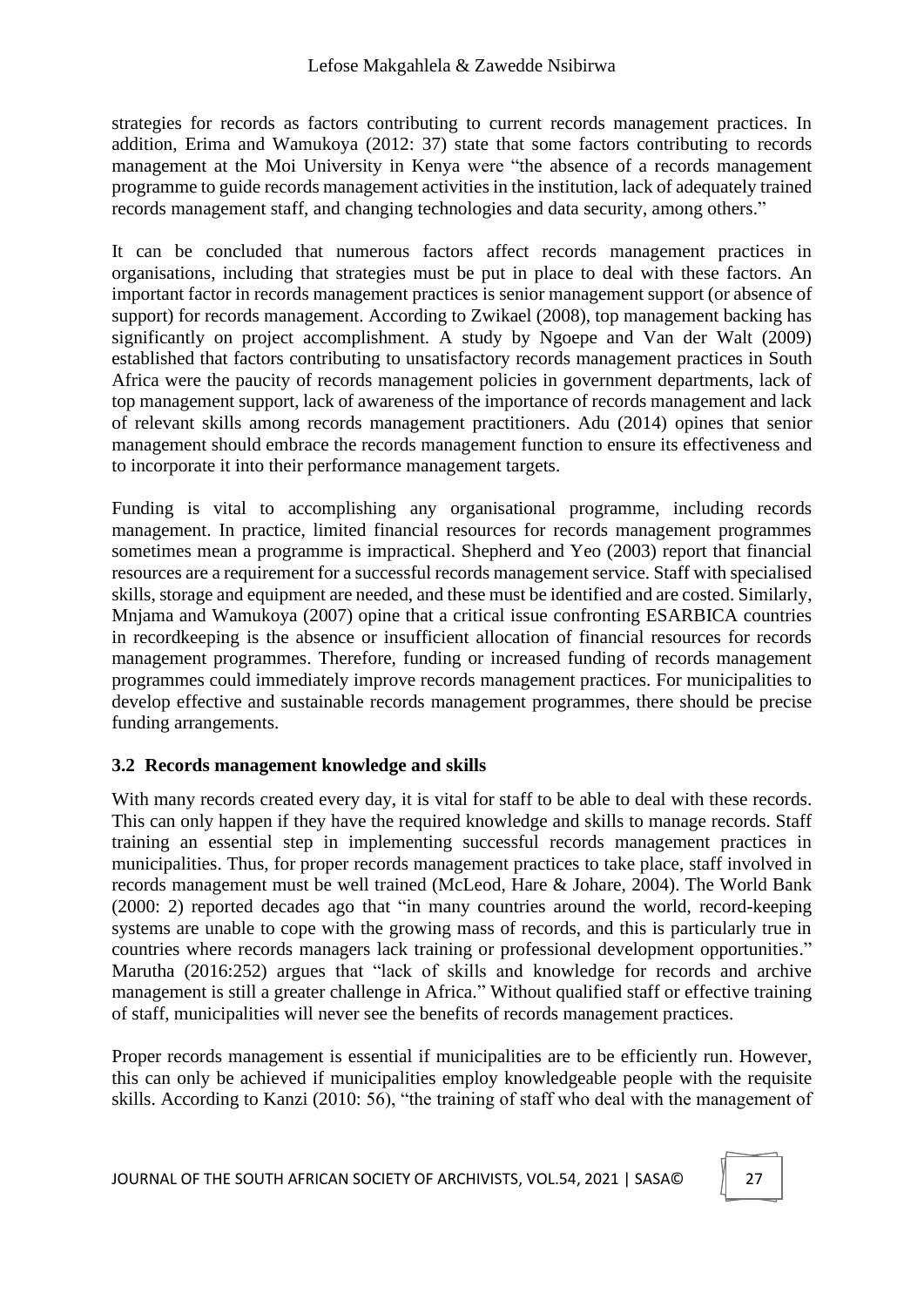strategies for records as factors contributing to current records management practices. In addition, Erima and Wamukoya (2012: 37) state that some factors contributing to records management at the Moi University in Kenya were "the absence of a records management programme to guide records management activities in the institution, lack of adequately trained records management staff, and changing technologies and data security, among others."

It can be concluded that numerous factors affect records management practices in organisations, including that strategies must be put in place to deal with these factors. An important factor in records management practices is senior management support (or absence of support) for records management. According to Zwikael (2008), top management backing has significantly on project accomplishment. A study by Ngoepe and Van der Walt (2009) established that factors contributing to unsatisfactory records management practices in South Africa were the paucity of records management policies in government departments, lack of top management support, lack of awareness of the importance of records management and lack of relevant skills among records management practitioners. Adu (2014) opines that senior management should embrace the records management function to ensure its effectiveness and to incorporate it into their performance management targets.

Funding is vital to accomplishing any organisational programme, including records management. In practice, limited financial resources for records management programmes sometimes mean a programme is impractical. Shepherd and Yeo (2003) report that financial resources are a requirement for a successful records management service. Staff with specialised skills, storage and equipment are needed, and these must be identified and are costed. Similarly, Mnjama and Wamukoya (2007) opine that a critical issue confronting ESARBICA countries in recordkeeping is the absence or insufficient allocation of financial resources for records management programmes. Therefore, funding or increased funding of records management programmes could immediately improve records management practices. For municipalities to develop effective and sustainable records management programmes, there should be precise funding arrangements.

### 3.2 Records management knowledge and skills

With many records created every day, it is vital for staff to be able to deal with these records. This can only happen if they have the required knowledge and skills to manage records. Staff training an essential step in implementing successful records management practices in municipalities. Thus, for proper records management practices to take place, staff involved in records management must be well trained (McLeod, Hare & Johare, 2004). The World Bank (2000: 2) reported decades ago that "in many countries around the world, record-keeping systems are unable to cope with the growing mass of records, and this is particularly true in countries where records managers lack training or professional development opportunities." Marutha (2016:252) argues that "lack of skills and knowledge for records and archive management is still a greater challenge in Africa." Without qualified staff or effective training of staff, municipalities will never see the benefits of records management practices.

Proper records management is essential if municipalities are to be efficiently run. However, this can only be achieved if municipalities employ knowledgeable people with the requisite skills. According to Kanzi (2010: 56), "the training of staff who deal with the management of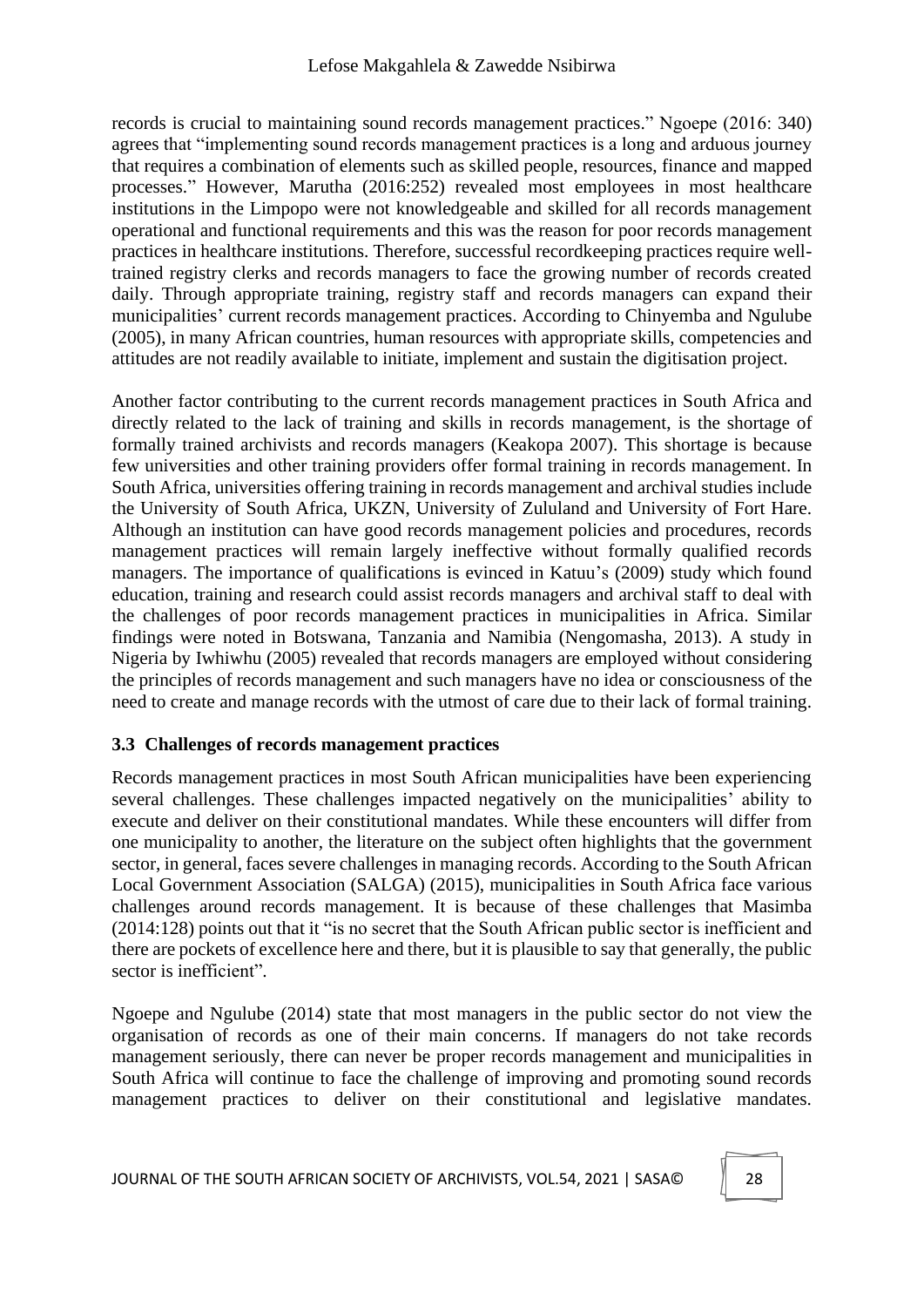records is crucial to maintaining sound records management practices." Ngoepe (2016: 340) agrees that "implementing sound records management practices is a long and arduous journey that requires a combination of elements such as skilled people, resources, finance and mapped processes." However, Marutha (2016:252) revealed most employees in most healthcare institutions in the Limpopo were not knowledgeable and skilled for all records management operational and functional requirements and this was the reason for poor records management practices in healthcare institutions. Therefore, successful recordkeeping practices require well-trained registry clerks and records managers to face the growing number of records created daily. Through appropriate training, registry staff and records managers can expand their municipalities' current records management practices. According to Chinyemba and Ngulube (2005), in many African countries, human resources with appropriate skills, competencies and attitudes are not readily available to initiate, implement and sustain the digitisation project.

Another factor contributing to the current records management practices in South Africa and directly related to the lack of training and skills in records management, is the shortage of formally trained archivists and records managers (Keakopa 2007). This shortage is because few universities and other training providers offer formal training in records management. In South Africa, universities offering training in records management and archival studies include the University of South Africa, UKZN, University of Zululand and University of Fort Hare. Although an institution can have good records management policies and procedures, records management practices will remain largely ineffective without formally qualified records managers. The importance of qualifications is evinced in Katuu's (2009) study which found education, training and research could assist records managers and archival staff to deal with the challenges of poor records management practices in municipalities in Africa. Similar findings were noted in Botswana, Tanzania and Namibia (Nengomasha, 2013). A study in Nigeria by Iwhiwhu (2005) revealed that records managers are employed without considering the principles of records management and such managers have no idea or consciousness of the need to create and manage records with the utmost of care due to their lack of formal training.

### 3.3 Challenges of records management practices

Records management practices in most South African municipalities have been experiencing several challenges. These challenges impacted negatively on the municipalities' ability to execute and deliver on their constitutional mandates. While these encounters will differ from one municipality to another, the literature on the subject often highlights that the government sector, in general, faces severe challenges in managing records. According to the South African Local Government Association (SALGA) (2015), municipalities in South Africa face various challenges around records management. It is because of these challenges that Masimba (2014:128) points out that it "is no secret that the South African public sector is inefficient and there are pockets of excellence here and there, but it is plausible to say that generally, the public sector is inefficient".

Ngoepe and Ngulube (2014) state that most managers in the public sector do not view the organisation of records as one of their main concerns. If managers do not take records management seriously, there can never be proper records management and municipalities in South Africa will continue to face the challenge of improving and promoting sound records management practices to deliver on their constitutional and legislative mandates.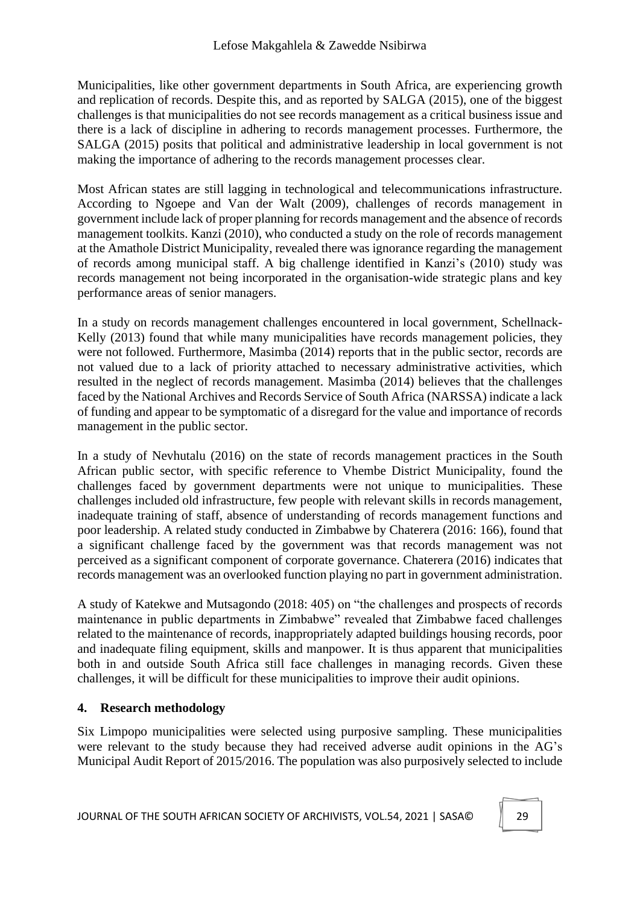Municipalities, like other government departments in South Africa, are experiencing growth and replication of records. Despite this, and as reported by SALGA (2015), one of the biggest challenges is that municipalities do not see records management as a critical business issue and there is a lack of discipline in adhering to records management processes. Furthermore, the SALGA (2015) posits that political and administrative leadership in local government is not making the importance of adhering to the records management processes clear.

Most African states are still lagging in technological and telecommunications infrastructure. According to Ngoepe and Van der Walt (2009), challenges of records management in government include lack of proper planning for records management and the absence of records management toolkits. Kanzi (2010), who conducted a study on the role of records management at the Amathole District Municipality, revealed there was ignorance regarding the management of records among municipal staff. A big challenge identified in Kanzi's (2010) study was records management not being incorporated in the organisation-wide strategic plans and key performance areas of senior managers.

In a study on records management challenges encountered in local government, Schellnack-Kelly (2013) found that while many municipalities have records management policies, they were not followed. Furthermore, Masimba (2014) reports that in the public sector, records are not valued due to a lack of priority attached to necessary administrative activities, which resulted in the neglect of records management. Masimba (2014) believes that the challenges faced by the National Archives and Records Service of South Africa (NARSSA) indicate a lack of funding and appear to be symptomatic of a disregard for the value and importance of records management in the public sector.

In a study of Nevhutalu (2016) on the state of records management practices in the South African public sector, with specific reference to Vhembe District Municipality, found the challenges faced by government departments were not unique to municipalities. These challenges included old infrastructure, few people with relevant skills in records management, inadequate training of staff, absence of understanding of records management functions and poor leadership. A related study conducted in Zimbabwe by Chaterera (2016: 166), found that a significant challenge faced by the government was that records management was not perceived as a significant component of corporate governance. Chaterera (2016) indicates that records management was an overlooked function playing no part in government administration.

A study of Katekwe and Mutsagondo (2018: 405) on "the challenges and prospects of records maintenance in public departments in Zimbabwe" revealed that Zimbabwe faced challenges related to the maintenance of records, inappropriately adapted buildings housing records, poor and inadequate filing equipment, skills and manpower. It is thus apparent that municipalities both in and outside South Africa still face challenges in managing records. Given these challenges, it will be difficult for these municipalities to improve their audit opinions.

## 4. Research methodology

Six Limpopo municipalities were selected using purposive sampling. These municipalities were relevant to the study because they had received adverse audit opinions in the AG's Municipal Audit Report of 2015/2016. The population was also purposively selected to include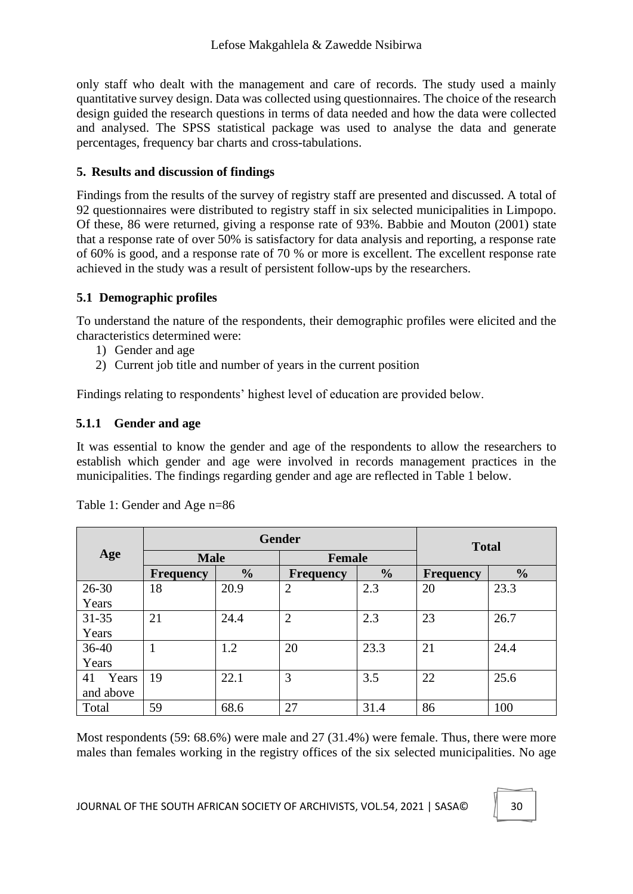only staff who dealt with the management and care of records. The study used a mainly quantitative survey design. Data was collected using questionnaires. The choice of the research design guided the research questions in terms of data needed and how the data were collected and analysed. The SPSS statistical package was used to analyse the data and generate percentages, frequency bar charts and cross-tabulations.

## 5. Results and discussion of findings

Findings from the results of the survey of registry staff are presented and discussed. A total of 92 questionnaires were distributed to registry staff in six selected municipalities in Limpopo. Of these, 86 were returned, giving a response rate of 93%. Babbie and Mouton (2001) state that a response rate of over 50% is satisfactory for data analysis and reporting, a response rate of 60% is good, and a response rate of 70 % or more is excellent. The excellent response rate achieved in the study was a result of persistent follow-ups by the researchers.

### 5.1 Demographic profiles

To understand the nature of the respondents, their demographic profiles were elicited and the characteristics determined were:

1) Gender and age
2) Current job title and number of years in the current position

Findings relating to respondents' highest level of education are provided below.

#### 5.1.1 Gender and age

It was essential to know the gender and age of the respondents to allow the researchers to establish which gender and age were involved in records management practices in the municipalities. The findings regarding gender and age are reflected in Table 1 below.

Table 1: Gender and Age n=86

| Age | Gender | | | | Total | |
|---|---|---|---|---|---|---|
| | Male | | Female | | | |
| | Frequency | % | Frequency | % | Frequency | % |
| 26-30 Years | 18 | 20.9 | 2 | 2.3 | 20 | 23.3 |
| 31-35 Years | 21 | 24.4 | 2 | 2.3 | 23 | 26.7 |
| 36-40 Years | 1 | 1.2 | 20 | 23.3 | 21 | 24.4 |
| 41 Years and above | 19 | 22.1 | 3 | 3.5 | 22 | 25.6 |
| Total | 59 | 68.6 | 27 | 31.4 | 86 | 100 |

Most respondents (59: 68.6%) were male and 27 (31.4%) were female. Thus, there were more males than females working in the registry offices of the six selected municipalities. No age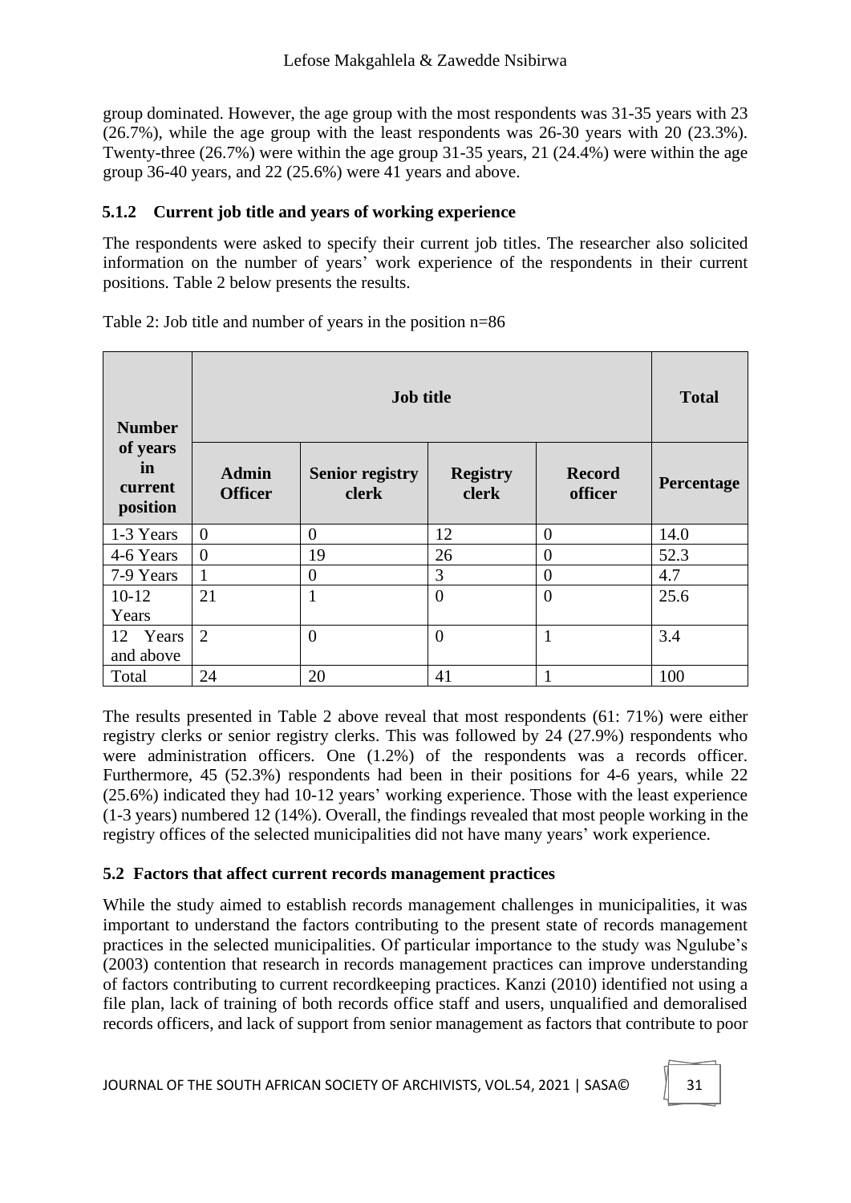group dominated. However, the age group with the most respondents was 31-35 years with 23 (26.7%), while the age group with the least respondents was 26-30 years with 20 (23.3%). Twenty-three (26.7%) were within the age group 31-35 years, 21 (24.4%) were within the age group 36-40 years, and 22 (25.6%) were 41 years and above.

### 5.1.2 Current job title and years of working experience

The respondents were asked to specify their current job titles. The researcher also solicited information on the number of years' work experience of the respondents in their current positions. Table 2 below presents the results.

Table 2: Job title and number of years in the position n=86

| Number of years in current position | Job title | | | | Total |
|---|---|---|---|---|---|
| | Admin Officer | Senior registry clerk | Registry clerk | Record officer | Percentage |
| 1-3 Years | 0 | 0 | 12 | 0 | 14.0 |
| 4-6 Years | 0 | 19 | 26 | 0 | 52.3 |
| 7-9 Years | 1 | 0 | 3 | 0 | 4.7 |
| 10-12 Years | 21 | 1 | 0 | 0 | 25.6 |
| 12 Years and above | 2 | 0 | 0 | 1 | 3.4 |
| Total | 24 | 20 | 41 | 1 | 100 |

The results presented in Table 2 above reveal that most respondents (61: 71%) were either registry clerks or senior registry clerks. This was followed by 24 (27.9%) respondents who were administration officers. One (1.2%) of the respondents was a records officer. Furthermore, 45 (52.3%) respondents had been in their positions for 4-6 years, while 22 (25.6%) indicated they had 10-12 years' working experience. Those with the least experience (1-3 years) numbered 12 (14%). Overall, the findings revealed that most people working in the registry offices of the selected municipalities did not have many years' work experience.

## 5.2 Factors that affect current records management practices

While the study aimed to establish records management challenges in municipalities, it was important to understand the factors contributing to the present state of records management practices in the selected municipalities. Of particular importance to the study was Ngulube's (2003) contention that research in records management practices can improve understanding of factors contributing to current recordkeeping practices. Kanzi (2010) identified not using a file plan, lack of training of both records office staff and users, unqualified and demoralised records officers, and lack of support from senior management as factors that contribute to poor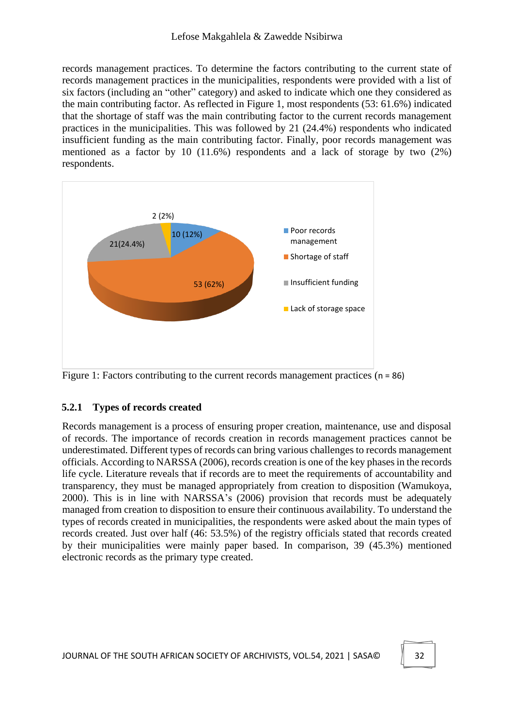records management practices. To determine the factors contributing to the current state of records management practices in the municipalities, respondents were provided with a list of six factors (including an "other" category) and asked to indicate which one they considered as the main contributing factor. As reflected in Figure 1, most respondents (53: 61.6%) indicated that the shortage of staff was the main contributing factor to the current records management practices in the municipalities. This was followed by 21 (24.4%) respondents who indicated insufficient funding as the main contributing factor. Finally, poor records management was mentioned as a factor by 10 (11.6%) respondents and a lack of storage by two (2%) respondents.

Figure 1: Factors contributing to the current records management practices (n = 86)

### 5.2.1 Types of records created

Records management is a process of ensuring proper creation, maintenance, use and disposal of records. The importance of records creation in records management practices cannot be underestimated. Different types of records can bring various challenges to records management officials. According to NARSSA (2006), records creation is one of the key phases in the records life cycle. Literature reveals that if records are to meet the requirements of accountability and transparency, they must be managed appropriately from creation to disposition (Wamukoya, 2000). This is in line with NARSSA's (2006) provision that records must be adequately managed from creation to disposition to ensure their continuous availability. To understand the types of records created in municipalities, the respondents were asked about the main types of records created. Just over half (46: 53.5%) of the registry officials stated that records created by their municipalities were mainly paper based. In comparison, 39 (45.3%) mentioned electronic records as the primary type created.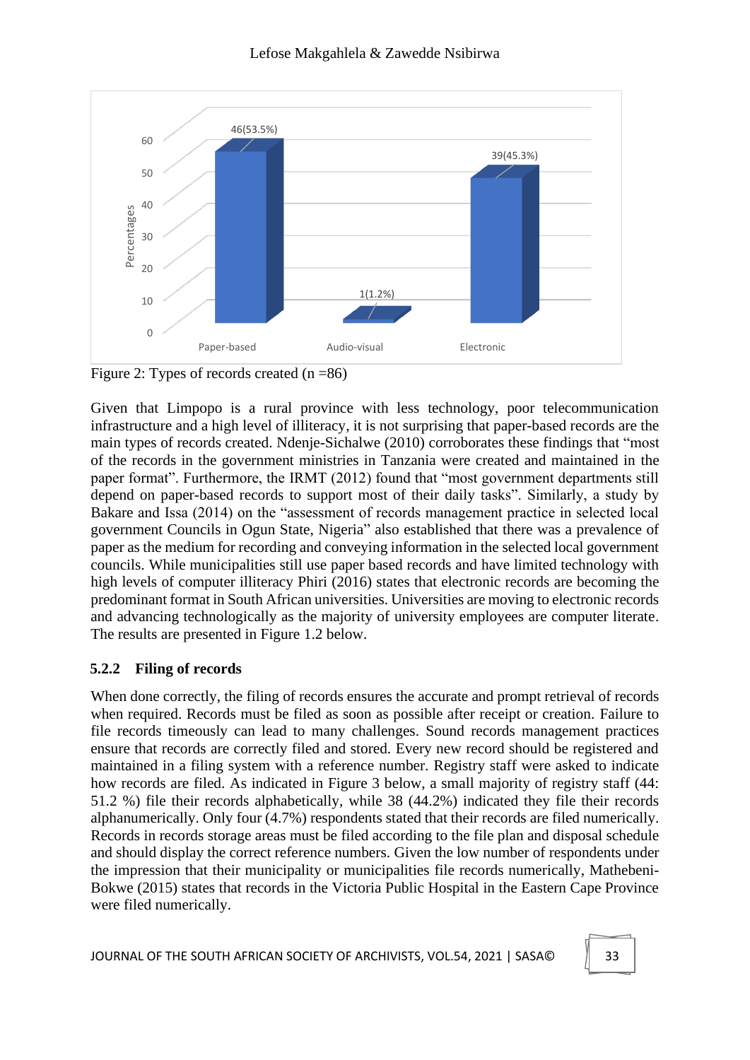Figure 2: Types of records created (n =86)

Given that Limpopo is a rural province with less technology, poor telecommunication infrastructure and a high level of illiteracy, it is not surprising that paper-based records are the main types of records created. Ndenje-Sichalwe (2010) corroborates these findings that "most of the records in the government ministries in Tanzania were created and maintained in the paper format". Furthermore, the IRMT (2012) found that "most government departments still depend on paper-based records to support most of their daily tasks". Similarly, a study by Bakare and Issa (2014) on the "assessment of records management practice in selected local government Councils in Ogun State, Nigeria" also established that there was a prevalence of paper as the medium for recording and conveying information in the selected local government councils. While municipalities still use paper based records and have limited technology with high levels of computer illiteracy Phiri (2016) states that electronic records are becoming the predominant format in South African universities. Universities are moving to electronic records and advancing technologically as the majority of university employees are computer literate. The results are presented in Figure 1.2 below.

### 5.2.2 Filing of records

When done correctly, the filing of records ensures the accurate and prompt retrieval of records when required. Records must be filed as soon as possible after receipt or creation. Failure to file records timeously can lead to many challenges. Sound records management practices ensure that records are correctly filed and stored. Every new record should be registered and maintained in a filing system with a reference number. Registry staff were asked to indicate how records are filed. As indicated in Figure 3 below, a small majority of registry staff (44: 51.2 %) file their records alphabetically, while 38 (44.2%) indicated they file their records alphanumerically. Only four (4.7%) respondents stated that their records are filed numerically. Records in records storage areas must be filed according to the file plan and disposal schedule and should display the correct reference numbers. Given the low number of respondents under the impression that their municipality or municipalities file records numerically, Mathebeni-Bokwe (2015) states that records in the Victoria Public Hospital in the Eastern Cape Province were filed numerically.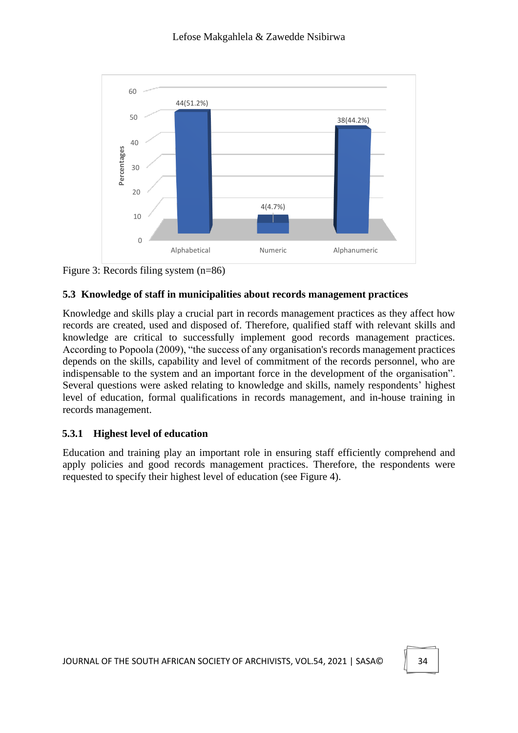Figure 3: Records filing system (n=86)

### 5.3 Knowledge of staff in municipalities about records management practices

Knowledge and skills play a crucial part in records management practices as they affect how records are created, used and disposed of. Therefore, qualified staff with relevant skills and knowledge are critical to successfully implement good records management practices. According to Popoola (2009), "the success of any organisation's records management practices depends on the skills, capability and level of commitment of the records personnel, who are indispensable to the system and an important force in the development of the organisation". Several questions were asked relating to knowledge and skills, namely respondents' highest level of education, formal qualifications in records management, and in-house training in records management.

#### 5.3.1 Highest level of education

Education and training play an important role in ensuring staff efficiently comprehend and apply policies and good records management practices. Therefore, the respondents were requested to specify their highest level of education (see Figure 4).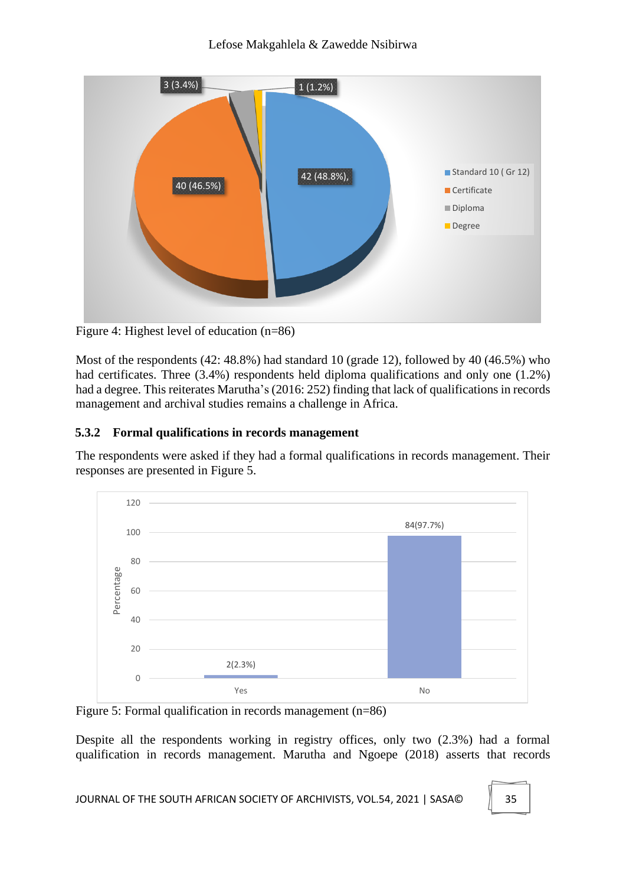Figure 4: Highest level of education (n=86)

Most of the respondents (42: 48.8%) had standard 10 (grade 12), followed by 40 (46.5%) who had certificates. Three (3.4%) respondents held diploma qualifications and only one (1.2%) had a degree. This reiterates Marutha's (2016: 252) finding that lack of qualifications in records management and archival studies remains a challenge in Africa.

### 5.3.2 Formal qualifications in records management

The respondents were asked if they had a formal qualifications in records management. Their responses are presented in Figure 5.

Figure 5: Formal qualification in records management (n=86)

Despite all the respondents working in registry offices, only two (2.3%) had a formal qualification in records management. Marutha and Ngoepe (2018) asserts that records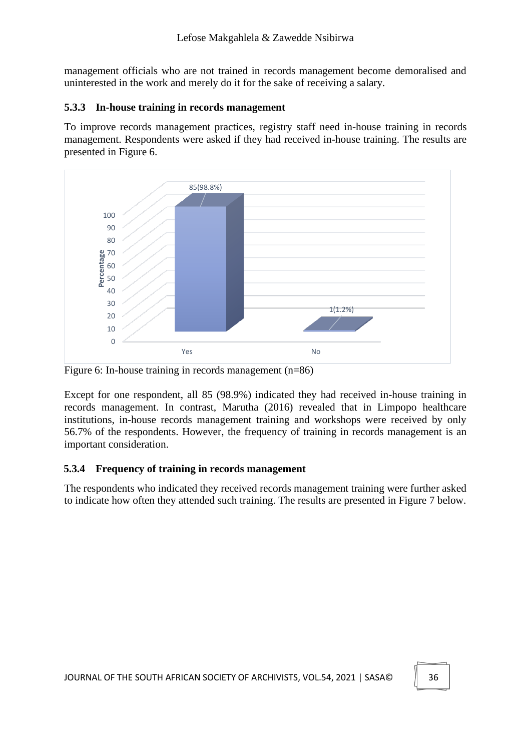management officials who are not trained in records management become demoralised and uninterested in the work and merely do it for the sake of receiving a salary.

### 5.3.3 In-house training in records management

To improve records management practices, registry staff need in-house training in records management. Respondents were asked if they had received in-house training. The results are presented in Figure 6.

Figure 6: In-house training in records management (n=86)

Except for one respondent, all 85 (98.9%) indicated they had received in-house training in records management. In contrast, Marutha (2016) revealed that in Limpopo healthcare institutions, in-house records management training and workshops were received by only 56.7% of the respondents. However, the frequency of training in records management is an important consideration.

### 5.3.4 Frequency of training in records management

The respondents who indicated they received records management training were further asked to indicate how often they attended such training. The results are presented in Figure 7 below.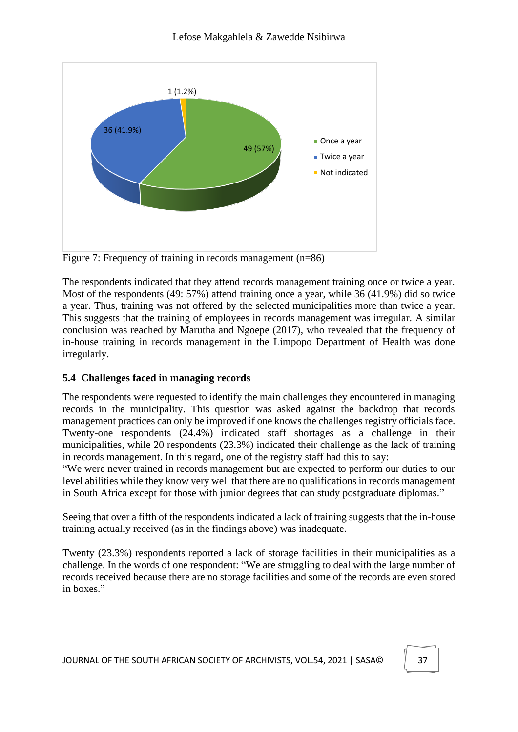Figure 7: Frequency of training in records management (n=86)

The respondents indicated that they attend records management training once or twice a year. Most of the respondents (49: 57%) attend training once a year, while 36 (41.9%) did so twice a year. Thus, training was not offered by the selected municipalities more than twice a year. This suggests that the training of employees in records management was irregular. A similar conclusion was reached by Marutha and Ngoepe (2017), who revealed that the frequency of in-house training in records management in the Limpopo Department of Health was done irregularly.

### 5.4 Challenges faced in managing records

The respondents were requested to identify the main challenges they encountered in managing records in the municipality. This question was asked against the backdrop that records management practices can only be improved if one knows the challenges registry officials face. Twenty-one respondents (24.4%) indicated staff shortages as a challenge in their municipalities, while 20 respondents (23.3%) indicated their challenge as the lack of training in records management. In this regard, one of the registry staff had this to say:
"We were never trained in records management but are expected to perform our duties to our level abilities while they know very well that there are no qualifications in records management in South Africa except for those with junior degrees that can study postgraduate diplomas."

Seeing that over a fifth of the respondents indicated a lack of training suggests that the in-house training actually received (as in the findings above) was inadequate.

Twenty (23.3%) respondents reported a lack of storage facilities in their municipalities as a challenge. In the words of one respondent: "We are struggling to deal with the large number of records received because there are no storage facilities and some of the records are even stored in boxes."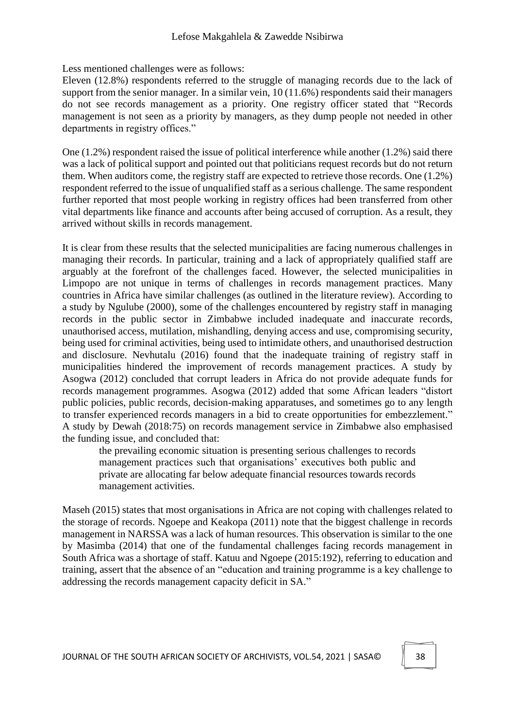Less mentioned challenges were as follows:
Eleven (12.8%) respondents referred to the struggle of managing records due to the lack of support from the senior manager. In a similar vein, 10 (11.6%) respondents said their managers do not see records management as a priority. One registry officer stated that "Records management is not seen as a priority by managers, as they dump people not needed in other departments in registry offices."

One (1.2%) respondent raised the issue of political interference while another (1.2%) said there was a lack of political support and pointed out that politicians request records but do not return them. When auditors come, the registry staff are expected to retrieve those records. One (1.2%) respondent referred to the issue of unqualified staff as a serious challenge. The same respondent further reported that most people working in registry offices had been transferred from other vital departments like finance and accounts after being accused of corruption. As a result, they arrived without skills in records management.

It is clear from these results that the selected municipalities are facing numerous challenges in managing their records. In particular, training and a lack of appropriately qualified staff are arguably at the forefront of the challenges faced. However, the selected municipalities in Limpopo are not unique in terms of challenges in records management practices. Many countries in Africa have similar challenges (as outlined in the literature review). According to a study by Ngulube (2000), some of the challenges encountered by registry staff in managing records in the public sector in Zimbabwe included inadequate and inaccurate records, unauthorised access, mutilation, mishandling, denying access and use, compromising security, being used for criminal activities, being used to intimidate others, and unauthorised destruction and disclosure. Nevhutalu (2016) found that the inadequate training of registry staff in municipalities hindered the improvement of records management practices. A study by Asogwa (2012) concluded that corrupt leaders in Africa do not provide adequate funds for records management programmes. Asogwa (2012) added that some African leaders "distort public policies, public records, decision-making apparatuses, and sometimes go to any length to transfer experienced records managers in a bid to create opportunities for embezzlement." A study by Dewah (2018:75) on records management service in Zimbabwe also emphasised the funding issue, and concluded that:

> the prevailing economic situation is presenting serious challenges to records management practices such that organisations' executives both public and private are allocating far below adequate financial resources towards records management activities.

Maseh (2015) states that most organisations in Africa are not coping with challenges related to the storage of records. Ngoepe and Keakopa (2011) note that the biggest challenge in records management in NARSSA was a lack of human resources. This observation is similar to the one by Masimba (2014) that one of the fundamental challenges facing records management in South Africa was a shortage of staff. Katuu and Ngoepe (2015:192), referring to education and training, assert that the absence of an "education and training programme is a key challenge to addressing the records management capacity deficit in SA."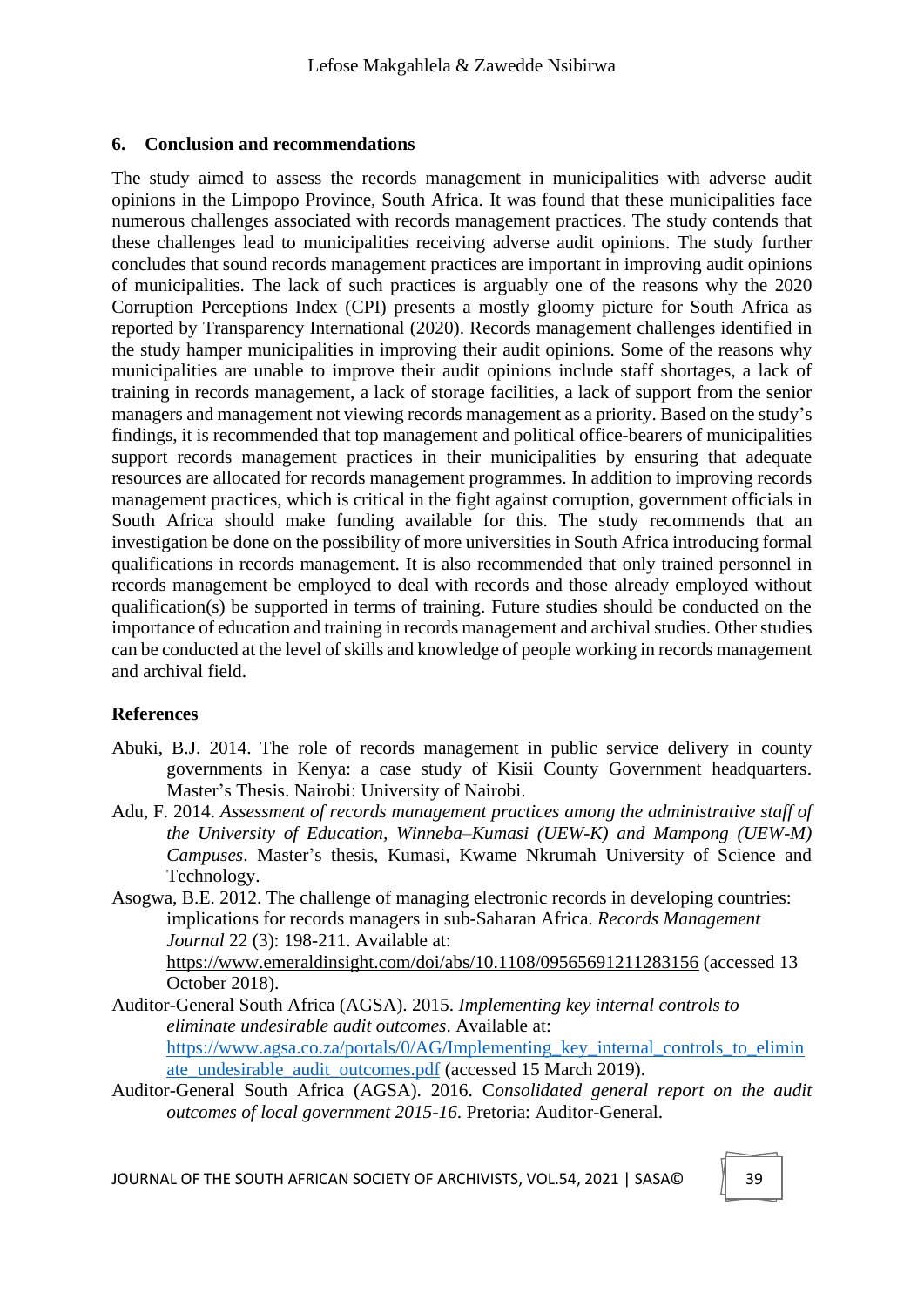## 6. Conclusion and recommendations

The study aimed to assess the records management in municipalities with adverse audit opinions in the Limpopo Province, South Africa. It was found that these municipalities face numerous challenges associated with records management practices. The study contends that these challenges lead to municipalities receiving adverse audit opinions. The study further concludes that sound records management practices are important in improving audit opinions of municipalities. The lack of such practices is arguably one of the reasons why the 2020 Corruption Perceptions Index (CPI) presents a mostly gloomy picture for South Africa as reported by Transparency International (2020). Records management challenges identified in the study hamper municipalities in improving their audit opinions. Some of the reasons why municipalities are unable to improve their audit opinions include staff shortages, a lack of training in records management, a lack of storage facilities, a lack of support from the senior managers and management not viewing records management as a priority. Based on the study's findings, it is recommended that top management and political office-bearers of municipalities support records management practices in their municipalities by ensuring that adequate resources are allocated for records management programmes. In addition to improving records management practices, which is critical in the fight against corruption, government officials in South Africa should make funding available for this. The study recommends that an investigation be done on the possibility of more universities in South Africa introducing formal qualifications in records management. It is also recommended that only trained personnel in records management be employed to deal with records and those already employed without qualification(s) be supported in terms of training. Future studies should be conducted on the importance of education and training in records management and archival studies. Other studies can be conducted at the level of skills and knowledge of people working in records management and archival field.

## References

Abuki, B.J. 2014. The role of records management in public service delivery in county governments in Kenya: a case study of Kisii County Government headquarters. Master's Thesis. Nairobi: University of Nairobi.

Adu, F. 2014. *Assessment of records management practices among the administrative staff of the University of Education, Winneba–Kumasi (UEW-K) and Mampong (UEW-M) Campuses*. Master's thesis, Kumasi, Kwame Nkrumah University of Science and Technology.

Asogwa, B.E. 2012. The challenge of managing electronic records in developing countries: implications for records managers in sub-Saharan Africa. *Records Management Journal* 22 (3): 198-211. Available at: https://www.emeraldinsight.com/doi/abs/10.1108/09565691211283156 (accessed 13 October 2018).

Auditor-General South Africa (AGSA). 2015. *Implementing key internal controls to eliminate undesirable audit outcomes*. Available at: https://www.agsa.co.za/portals/0/AG/Implementing_key_internal_controls_to_eliminate_undesirable_audit_outcomes.pdf (accessed 15 March 2019).

Auditor-General South Africa (AGSA). 2016. C*onsolidated general report on the audit outcomes of local government 2015-16*. Pretoria: Auditor-General.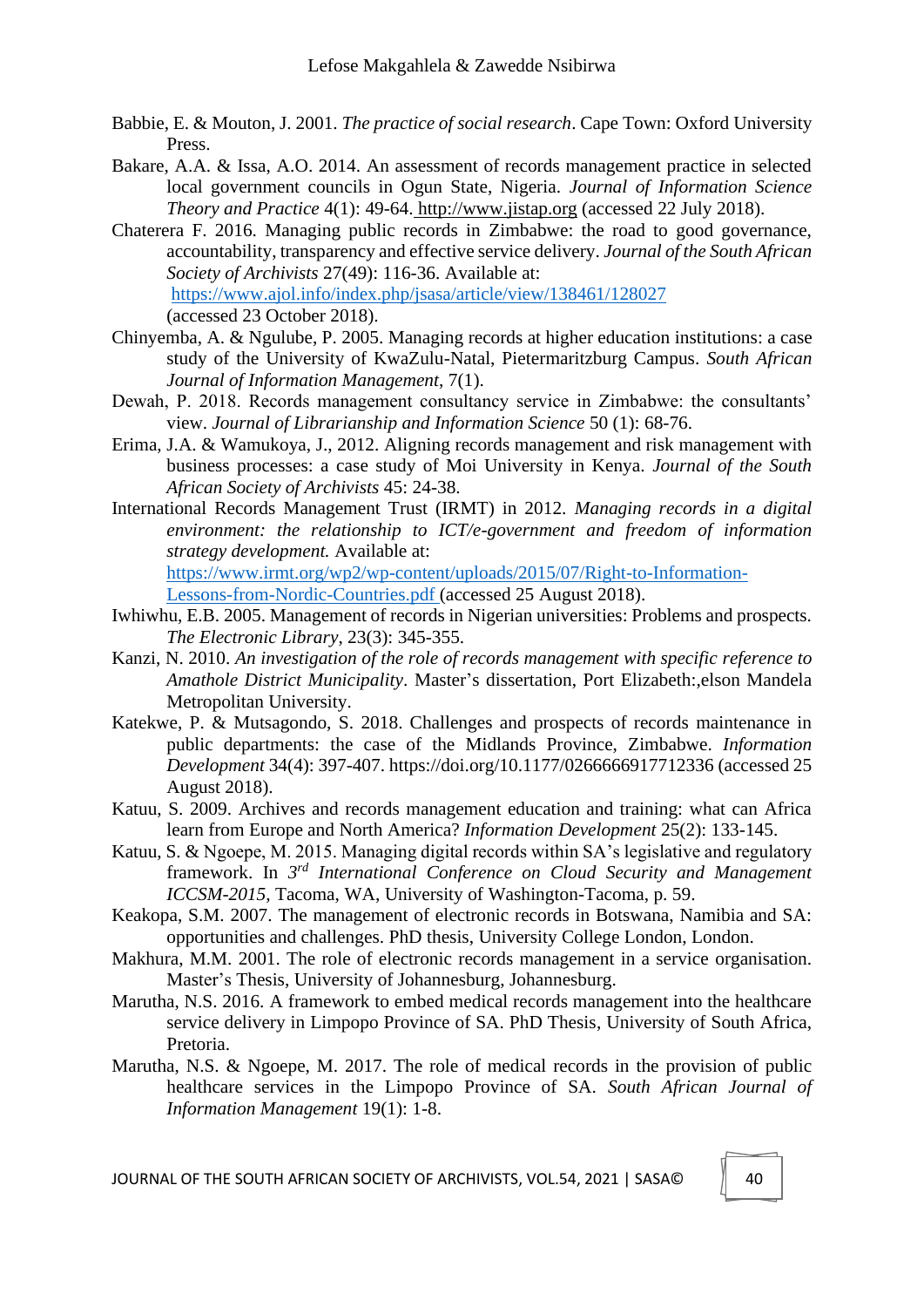Babbie, E. & Mouton, J. 2001. *The practice of social research*. Cape Town: Oxford University Press.

Bakare, A.A. & Issa, A.O. 2014. An assessment of records management practice in selected local government councils in Ogun State, Nigeria. *Journal of Information Science Theory and Practice* 4(1): 49-64. http://www.jistap.org (accessed 22 July 2018).

Chaterera F. 2016. Managing public records in Zimbabwe: the road to good governance, accountability, transparency and effective service delivery. *Journal of the South African Society of Archivists* 27(49): 116-36. Available at: https://www.ajol.info/index.php/jsasa/article/view/138461/128027 (accessed 23 October 2018).

Chinyemba, A. & Ngulube, P. 2005. Managing records at higher education institutions: a case study of the University of KwaZulu-Natal, Pietermaritzburg Campus. *South African Journal of Information Management*, 7(1).

Dewah, P. 2018. Records management consultancy service in Zimbabwe: the consultants' view. *Journal of Librarianship and Information Science* 50 (1): 68-76.

Erima, J.A. & Wamukoya, J., 2012. Aligning records management and risk management with business processes: a case study of Moi University in Kenya. *Journal of the South African Society of Archivists* 45: 24-38.

International Records Management Trust (IRMT) in 2012. *Managing records in a digital environment: the relationship to ICT/e-government and freedom of information strategy development.* Available at: https://www.irmt.org/wp2/wp-content/uploads/2015/07/Right-to-Information-Lessons-from-Nordic-Countries.pdf (accessed 25 August 2018).

Iwhiwhu, E.B. 2005. Management of records in Nigerian universities: Problems and prospects. *The Electronic Library*, 23(3): 345-355.

Kanzi, N. 2010. *An investigation of the role of records management with specific reference to Amathole District Municipality*. Master's dissertation, Port Elizabeth:,elson Mandela Metropolitan University.

Katekwe, P. & Mutsagondo, S. 2018. Challenges and prospects of records maintenance in public departments: the case of the Midlands Province, Zimbabwe. *Information Development* 34(4): 397-407. https://doi.org/10.1177/0266666917712336 (accessed 25 August 2018).

Katuu, S. 2009. Archives and records management education and training: what can Africa learn from Europe and North America? *Information Development* 25(2): 133-145.

Katuu, S. & Ngoepe, M. 2015. Managing digital records within SA's legislative and regulatory framework. In *3rd International Conference on Cloud Security and Management ICCSM-2015*, Tacoma, WA, University of Washington-Tacoma, p. 59.

Keakopa, S.M. 2007. The management of electronic records in Botswana, Namibia and SA: opportunities and challenges. PhD thesis, University College London, London.

Makhura, M.M. 2001. The role of electronic records management in a service organisation. Master's Thesis, University of Johannesburg, Johannesburg.

Marutha, N.S. 2016. A framework to embed medical records management into the healthcare service delivery in Limpopo Province of SA. PhD Thesis, University of South Africa, Pretoria.

Marutha, N.S. & Ngoepe, M. 2017. The role of medical records in the provision of public healthcare services in the Limpopo Province of SA. *South African Journal of Information Management* 19(1): 1-8.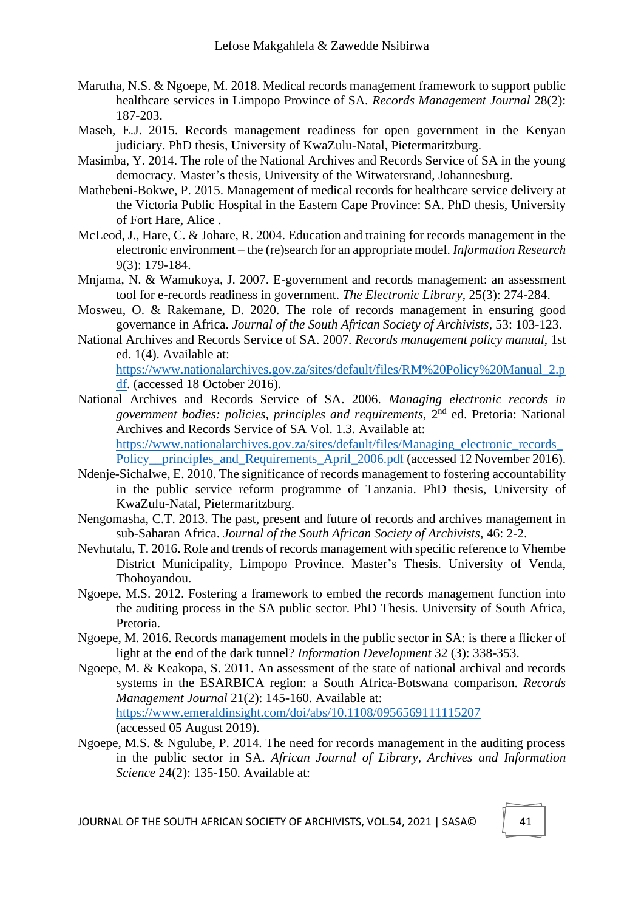Marutha, N.S. & Ngoepe, M. 2018. Medical records management framework to support public healthcare services in Limpopo Province of SA. *Records Management Journal* 28(2): 187-203.

Maseh, E.J. 2015. Records management readiness for open government in the Kenyan judiciary. PhD thesis, University of KwaZulu-Natal, Pietermaritzburg.

Masimba, Y. 2014. The role of the National Archives and Records Service of SA in the young democracy. Master's thesis, University of the Witwatersrand, Johannesburg.

Mathebeni-Bokwe, P. 2015. Management of medical records for healthcare service delivery at the Victoria Public Hospital in the Eastern Cape Province: SA. PhD thesis, University of Fort Hare, Alice .

McLeod, J., Hare, C. & Johare, R. 2004. Education and training for records management in the electronic environment – the (re)search for an appropriate model. *Information Research* 9(3): 179-184.

Mnjama, N. & Wamukoya, J. 2007. E-government and records management: an assessment tool for e-records readiness in government. *The Electronic Library*, 25(3): 274-284.

Mosweu, O. & Rakemane, D. 2020. The role of records management in ensuring good governance in Africa. *Journal of the South African Society of Archivists*, 53: 103-123.

National Archives and Records Service of SA. 2007. *Records management policy manual*, 1st ed. 1(4). Available at: https://www.nationalarchives.gov.za/sites/default/files/RM%20Policy%20Manual_2.pdf. (accessed 18 October 2016).

National Archives and Records Service of SA. 2006. *Managing electronic records in government bodies: policies, principles and requirements*, 2nd ed. Pretoria: National Archives and Records Service of SA Vol. 1.3. Available at: https://www.nationalarchives.gov.za/sites/default/files/Managing_electronic_records_Policy__principles_and_Requirements_April_2006.pdf (accessed 12 November 2016).

Ndenje-Sichalwe, E. 2010. The significance of records management to fostering accountability in the public service reform programme of Tanzania. PhD thesis, University of KwaZulu-Natal, Pietermaritzburg.

Nengomasha, C.T. 2013. The past, present and future of records and archives management in sub-Saharan Africa. *Journal of the South African Society of Archivists*, 46: 2-2.

Nevhutalu, T. 2016. Role and trends of records management with specific reference to Vhembe District Municipality, Limpopo Province. Master's Thesis. University of Venda, Thohoyandou.

Ngoepe, M.S. 2012. Fostering a framework to embed the records management function into the auditing process in the SA public sector. PhD Thesis. University of South Africa, Pretoria.

Ngoepe, M. 2016. Records management models in the public sector in SA: is there a flicker of light at the end of the dark tunnel? *Information Development* 32 (3): 338-353.

Ngoepe, M. & Keakopa, S. 2011. An assessment of the state of national archival and records systems in the ESARBICA region: a South Africa-Botswana comparison. *Records Management Journal* 21(2): 145-160. Available at: https://www.emeraldinsight.com/doi/abs/10.1108/0956569111115207 (accessed 05 August 2019).

Ngoepe, M.S. & Ngulube, P. 2014. The need for records management in the auditing process in the public sector in SA. *African Journal of Library, Archives and Information Science* 24(2): 135-150. Available at: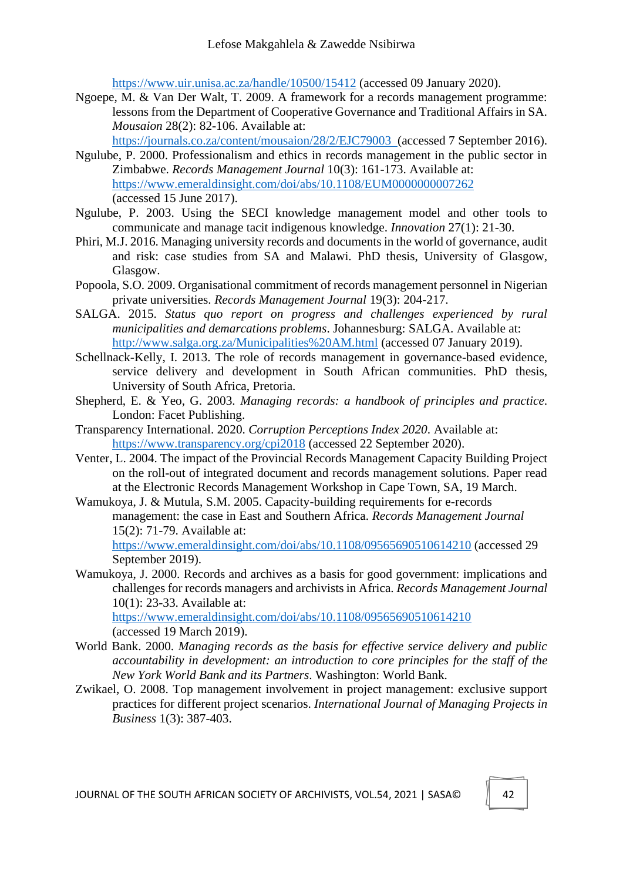https://www.uir.unisa.ac.za/handle/10500/15412 (accessed 09 January 2020).

Ngoepe, M. & Van Der Walt, T. 2009. A framework for a records management programme: lessons from the Department of Cooperative Governance and Traditional Affairs in SA. *Mousaion* 28(2): 82-106. Available at: https://journals.co.za/content/mousaion/28/2/EJC79003 (accessed 7 September 2016).

Ngulube, P. 2000. Professionalism and ethics in records management in the public sector in Zimbabwe. *Records Management Journal* 10(3): 161-173. Available at: https://www.emeraldinsight.com/doi/abs/10.1108/EUM0000000007262 (accessed 15 June 2017).

Ngulube, P. 2003. Using the SECI knowledge management model and other tools to communicate and manage tacit indigenous knowledge. *Innovation* 27(1): 21-30.

Phiri, M.J. 2016. Managing university records and documents in the world of governance, audit and risk: case studies from SA and Malawi. PhD thesis, University of Glasgow, Glasgow.

Popoola, S.O. 2009. Organisational commitment of records management personnel in Nigerian private universities. *Records Management Journal* 19(3): 204-217.

SALGA. 2015. *Status quo report on progress and challenges experienced by rural municipalities and demarcations problems*. Johannesburg: SALGA. Available at: http://www.salga.org.za/Municipalities%20AM.html (accessed 07 January 2019).

Schellnack-Kelly, I. 2013. The role of records management in governance-based evidence, service delivery and development in South African communities. PhD thesis, University of South Africa, Pretoria.

Shepherd, E. & Yeo, G. 2003. *Managing records: a handbook of principles and practice*. London: Facet Publishing.

Transparency International. 2020. *Corruption Perceptions Index 2020*. Available at: https://www.transparency.org/cpi2018 (accessed 22 September 2020).

Venter, L. 2004. The impact of the Provincial Records Management Capacity Building Project on the roll-out of integrated document and records management solutions. Paper read at the Electronic Records Management Workshop in Cape Town, SA, 19 March.

Wamukoya, J. & Mutula, S.M. 2005. Capacity-building requirements for e-records management: the case in East and Southern Africa. *Records Management Journal* 15(2): 71-79. Available at: https://www.emeraldinsight.com/doi/abs/10.1108/09565690510614210 (accessed 29 September 2019).

Wamukoya, J. 2000. Records and archives as a basis for good government: implications and challenges for records managers and archivists in Africa. *Records Management Journal* 10(1): 23-33. Available at: https://www.emeraldinsight.com/doi/abs/10.1108/09565690510614210 (accessed 19 March 2019).

World Bank. 2000. *Managing records as the basis for effective service delivery and public accountability in development: an introduction to core principles for the staff of the New York World Bank and its Partners*. Washington: World Bank.

Zwikael, O. 2008. Top management involvement in project management: exclusive support practices for different project scenarios. *International Journal of Managing Projects in Business* 1(3): 387-403.